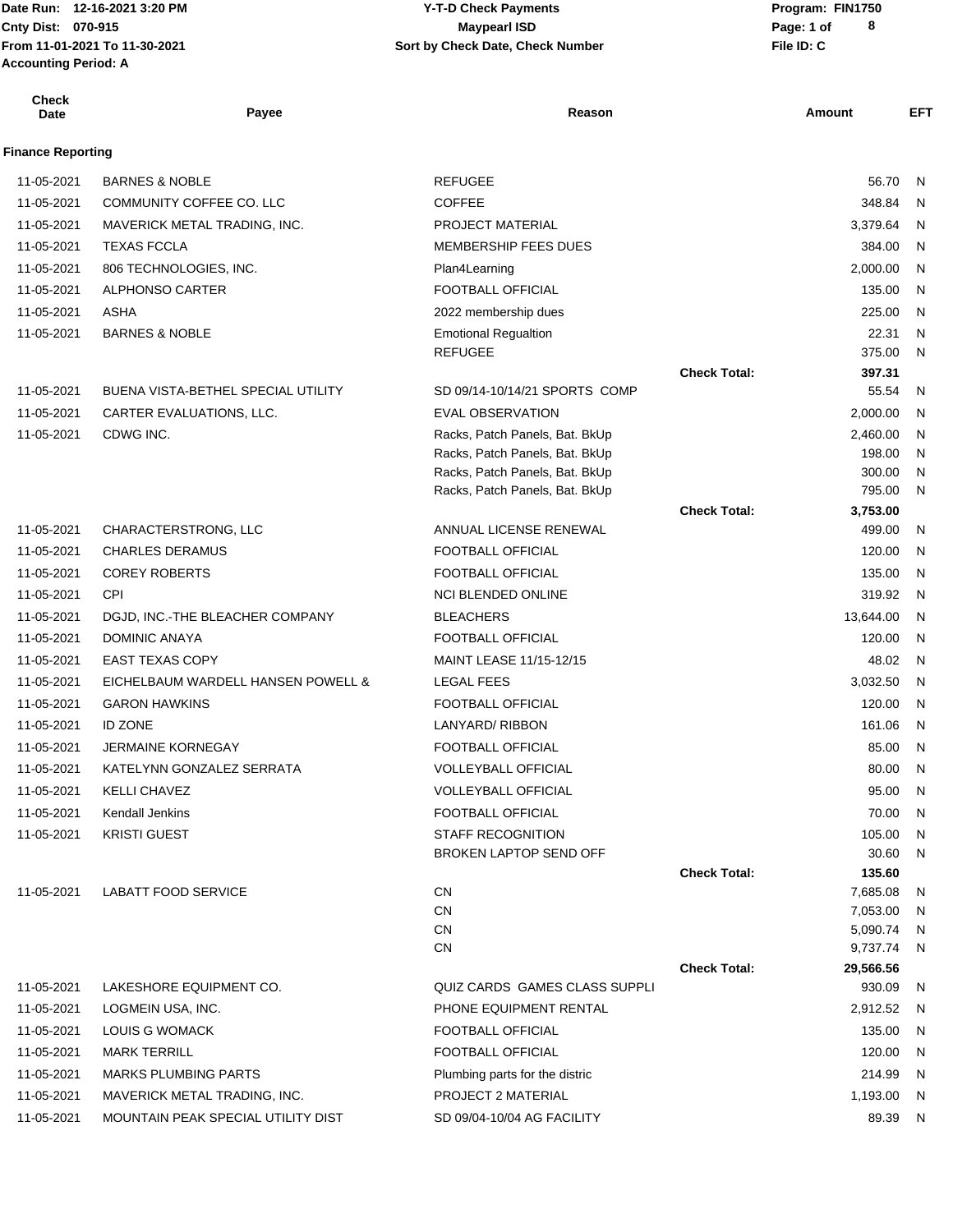Date Run: 12-16-2021 3:20 PM
Cnty Dist: 070-915
From 11-01-2021 To 11-30-2021
Accounting Period: A

**Y-T-D Check Payments**
**Maypearl ISD**
**Sort by Check Date, Check Number**

Program: FIN1750
File ID: C

| Check Date | Payee | Reason | | Amount | EFT |
|---|---|---|---|---|---|
| **Finance Reporting** | | | | | |
| 11-05-2021 | BARNES & NOBLE | REFUGEE | | 56.70 | N |
| 11-05-2021 | COMMUNITY COFFEE CO. LLC | COFFEE | | 348.84 | N |
| 11-05-2021 | MAVERICK METAL TRADING, INC. | PROJECT MATERIAL | | 3,379.64 | N |
| 11-05-2021 | TEXAS FCCLA | MEMBERSHIP FEES DUES | | 384.00 | N |
| 11-05-2021 | 806 TECHNOLOGIES, INC. | Plan4Learning | | 2,000.00 | N |
| 11-05-2021 | ALPHONSO CARTER | FOOTBALL OFFICIAL | | 135.00 | N |
| 11-05-2021 | ASHA | 2022 membership dues | | 225.00 | N |
| 11-05-2021 | BARNES & NOBLE | Emotional Regualtion | | 22.31 | N |
| | | REFUGEE | | 375.00 | N |
| | | | Check Total: | 397.31 | |
| 11-05-2021 | BUENA VISTA-BETHEL SPECIAL UTILITY | SD 09/14-10/14/21 SPORTS COMP | | 55.54 | N |
| 11-05-2021 | CARTER EVALUATIONS, LLC. | EVAL OBSERVATION | | 2,000.00 | N |
| 11-05-2021 | CDWG INC. | Racks, Patch Panels, Bat. BkUp | | 2,460.00 | N |
| | | Racks, Patch Panels, Bat. BkUp | | 198.00 | N |
| | | Racks, Patch Panels, Bat. BkUp | | 300.00 | N |
| | | Racks, Patch Panels, Bat. BkUp | | 795.00 | N |
| | | | Check Total: | 3,753.00 | |
| 11-05-2021 | CHARACTERSTRONG, LLC | ANNUAL LICENSE RENEWAL | | 499.00 | N |
| 11-05-2021 | CHARLES DERAMUS | FOOTBALL OFFICIAL | | 120.00 | N |
| 11-05-2021 | COREY ROBERTS | FOOTBALL OFFICIAL | | 135.00 | N |
| 11-05-2021 | CPI | NCI BLENDED ONLINE | | 319.92 | N |
| 11-05-2021 | DGJD, INC.-THE BLEACHER COMPANY | BLEACHERS | | 13,644.00 | N |
| 11-05-2021 | DOMINIC ANAYA | FOOTBALL OFFICIAL | | 120.00 | N |
| 11-05-2021 | EAST TEXAS COPY | MAINT LEASE 11/15-12/15 | | 48.02 | N |
| 11-05-2021 | EICHELBAUM WARDELL HANSEN POWELL & | LEGAL FEES | | 3,032.50 | N |
| 11-05-2021 | GARON HAWKINS | FOOTBALL OFFICIAL | | 120.00 | N |
| 11-05-2021 | ID ZONE | LANYARD/ RIBBON | | 161.06 | N |
| 11-05-2021 | JERMAINE KORNEGAY | FOOTBALL OFFICIAL | | 85.00 | N |
| 11-05-2021 | KATELYNN GONZALEZ SERRATA | VOLLEYBALL OFFICIAL | | 80.00 | N |
| 11-05-2021 | KELLI CHAVEZ | VOLLEYBALL OFFICIAL | | 95.00 | N |
| 11-05-2021 | Kendall Jenkins | FOOTBALL OFFICIAL | | 70.00 | N |
| 11-05-2021 | KRISTI GUEST | STAFF RECOGNITION | | 105.00 | N |
| | | BROKEN LAPTOP SEND OFF | | 30.60 | N |
| | | | Check Total: | 135.60 | |
| 11-05-2021 | LABATT FOOD SERVICE | CN | | 7,685.08 | N |
| | | CN | | 7,053.00 | N |
| | | CN | | 5,090.74 | N |
| | | CN | | 9,737.74 | N |
| | | | Check Total: | 29,566.56 | |
| 11-05-2021 | LAKESHORE EQUIPMENT CO. | QUIZ CARDS GAMES CLASS SUPPLI | | 930.09 | N |
| 11-05-2021 | LOGMEIN USA, INC. | PHONE EQUIPMENT RENTAL | | 2,912.52 | N |
| 11-05-2021 | LOUIS G WOMACK | FOOTBALL OFFICIAL | | 135.00 | N |
| 11-05-2021 | MARK TERRILL | FOOTBALL OFFICIAL | | 120.00 | N |
| 11-05-2021 | MARKS PLUMBING PARTS | Plumbing parts for the distric | | 214.99 | N |
| 11-05-2021 | MAVERICK METAL TRADING, INC. | PROJECT 2 MATERIAL | | 1,193.00 | N |
| 11-05-2021 | MOUNTAIN PEAK SPECIAL UTILITY DIST | SD 09/04-10/04 AG FACILITY | | 89.39 | N |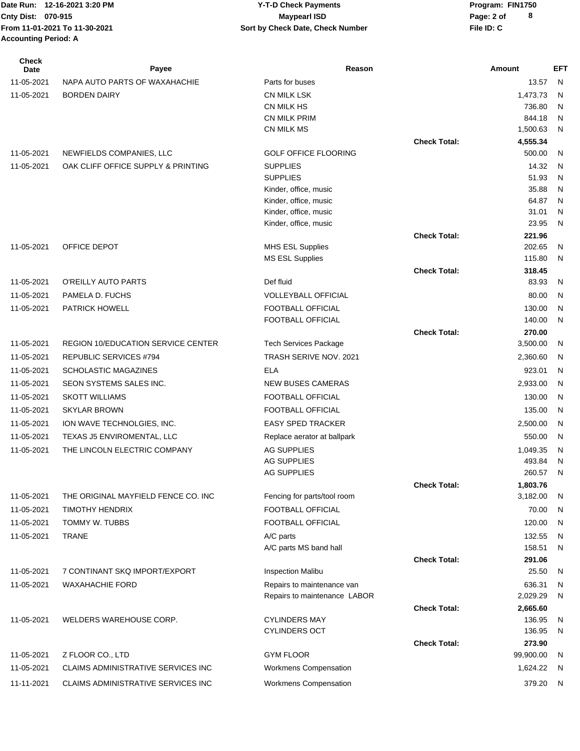Date Run: 12-16-2021 3:20 PM
Cnty Dist: 070-915
From 11-01-2021 To 11-30-2021
Accounting Period: A

**Y-T-D Check Payments**
**Maypearl ISD**
**Sort by Check Date, Check Number**

Program: FIN1750
File ID: C

| Check Date | Payee | Reason | | Amount | EFT |
|---|---|---|---|---|---|
| 11-05-2021 | NAPA AUTO PARTS OF WAXAHACHIE | Parts for buses | | 13.57 | N |
| 11-05-2021 | BORDEN DAIRY | CN MILK LSK | | 1,473.73 | N |
| | | CN MILK HS | | 736.80 | N |
| | | CN MILK PRIM | | 844.18 | N |
| | | CN MILK MS | | 1,500.63 | N |
| | | | **Check Total:** | **4,555.34** | |
| 11-05-2021 | NEWFIELDS COMPANIES, LLC | GOLF OFFICE FLOORING | | 500.00 | N |
| 11-05-2021 | OAK CLIFF OFFICE SUPPLY & PRINTING | SUPPLIES | | 14.32 | N |
| | | SUPPLIES | | 51.93 | N |
| | | Kinder, office, music | | 35.88 | N |
| | | Kinder, office, music | | 64.87 | N |
| | | Kinder, office, music | | 31.01 | N |
| | | Kinder, office, music | | 23.95 | N |
| | | | **Check Total:** | **221.96** | |
| 11-05-2021 | OFFICE DEPOT | MHS ESL Supplies | | 202.65 | N |
| | | MS ESL Supplies | | 115.80 | N |
| | | | **Check Total:** | **318.45** | |
| 11-05-2021 | O'REILLY AUTO PARTS | Def fluid | | 83.93 | N |
| 11-05-2021 | PAMELA D. FUCHS | VOLLEYBALL OFFICIAL | | 80.00 | N |
| 11-05-2021 | PATRICK HOWELL | FOOTBALL OFFICIAL | | 130.00 | N |
| | | FOOTBALL OFFICIAL | | 140.00 | N |
| | | | **Check Total:** | **270.00** | |
| 11-05-2021 | REGION 10/EDUCATION SERVICE CENTER | Tech Services Package | | 3,500.00 | N |
| 11-05-2021 | REPUBLIC SERVICES #794 | TRASH SERIVE NOV. 2021 | | 2,360.60 | N |
| 11-05-2021 | SCHOLASTIC MAGAZINES | ELA | | 923.01 | N |
| 11-05-2021 | SEON SYSTEMS SALES INC. | NEW BUSES CAMERAS | | 2,933.00 | N |
| 11-05-2021 | SKOTT WILLIAMS | FOOTBALL OFFICIAL | | 130.00 | N |
| 11-05-2021 | SKYLAR BROWN | FOOTBALL OFFICIAL | | 135.00 | N |
| 11-05-2021 | ION WAVE TECHNOLGIES, INC. | EASY SPED TRACKER | | 2,500.00 | N |
| 11-05-2021 | TEXAS J5 ENVIROMENTAL, LLC | Replace aerator at ballpark | | 550.00 | N |
| 11-05-2021 | THE LINCOLN ELECTRIC COMPANY | AG SUPPLIES | | 1,049.35 | N |
| | | AG SUPPLIES | | 493.84 | N |
| | | AG SUPPLIES | | 260.57 | N |
| | | | **Check Total:** | **1,803.76** | |
| 11-05-2021 | THE ORIGINAL MAYFIELD FENCE CO. INC | Fencing for parts/tool room | | 3,182.00 | N |
| 11-05-2021 | TIMOTHY HENDRIX | FOOTBALL OFFICIAL | | 70.00 | N |
| 11-05-2021 | TOMMY W. TUBBS | FOOTBALL OFFICIAL | | 120.00 | N |
| 11-05-2021 | TRANE | A/C parts | | 132.55 | N |
| | | A/C parts MS band hall | | 158.51 | N |
| | | | **Check Total:** | **291.06** | |
| 11-05-2021 | 7 CONTINANT SKQ IMPORT/EXPORT | Inspection Malibu | | 25.50 | N |
| 11-05-2021 | WAXAHACHIE FORD | Repairs to maintenance van | | 636.31 | N |
| | | Repairs to maintenance LABOR | | 2,029.29 | N |
| | | | **Check Total:** | **2,665.60** | |
| 11-05-2021 | WELDERS WAREHOUSE CORP. | CYLINDERS MAY | | 136.95 | N |
| | | CYLINDERS OCT | | 136.95 | N |
| | | | **Check Total:** | **273.90** | |
| 11-05-2021 | Z FLOOR CO., LTD | GYM FLOOR | | 99,900.00 | N |
| 11-05-2021 | CLAIMS ADMINISTRATIVE SERVICES INC | Workmens Compensation | | 1,624.22 | N |
| 11-11-2021 | CLAIMS ADMINISTRATIVE SERVICES INC | Workmens Compensation | | 379.20 | N |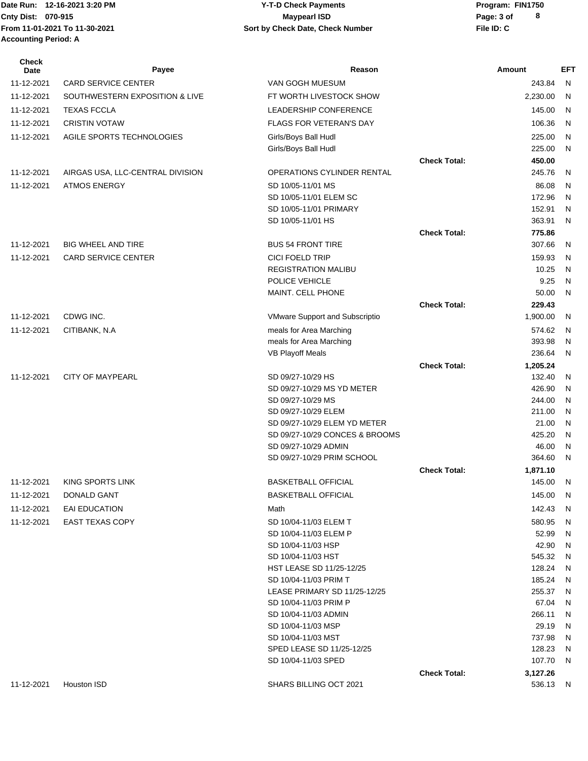Date Run: 12-16-2021 3:20 PM
Cnty Dist: 070-915
From 11-01-2021 To 11-30-2021
Accounting Period: A

**Y-T-D Check Payments**
**Maypearl ISD**
**Sort by Check Date, Check Number**

Program: FIN1750
File ID: C

| Check Date | Payee | Reason | | Amount | EFT |
|---|---|---|---|---|---|
| 11-12-2021 | CARD SERVICE CENTER | VAN GOGH MUESUM | | 243.84 | N |
| 11-12-2021 | SOUTHWESTERN EXPOSITION & LIVE | FT WORTH LIVESTOCK SHOW | | 2,230.00 | N |
| 11-12-2021 | TEXAS FCCLA | LEADERSHIP CONFERENCE | | 145.00 | N |
| 11-12-2021 | CRISTIN VOTAW | FLAGS FOR VETERAN'S DAY | | 106.36 | N |
| 11-12-2021 | AGILE SPORTS TECHNOLOGIES | Girls/Boys Ball Hudl | | 225.00 | N |
| | | Girls/Boys Ball Hudl | | 225.00 | N |
| | | | **Check Total:** | **450.00** | |
| 11-12-2021 | AIRGAS USA, LLC-CENTRAL DIVISION | OPERATIONS CYLINDER RENTAL | | 245.76 | N |
| 11-12-2021 | ATMOS ENERGY | SD 10/05-11/01 MS | | 86.08 | N |
| | | SD 10/05-11/01 ELEM SC | | 172.96 | N |
| | | SD 10/05-11/01 PRIMARY | | 152.91 | N |
| | | SD 10/05-11/01 HS | | 363.91 | N |
| | | | **Check Total:** | **775.86** | |
| 11-12-2021 | BIG WHEEL AND TIRE | BUS 54 FRONT TIRE | | 307.66 | N |
| 11-12-2021 | CARD SERVICE CENTER | CICI FOELD TRIP | | 159.93 | N |
| | | REGISTRATION MALIBU | | 10.25 | N |
| | | POLICE VEHICLE | | 9.25 | N |
| | | MAINT. CELL PHONE | | 50.00 | N |
| | | | **Check Total:** | **229.43** | |
| 11-12-2021 | CDWG INC. | VMware Support and Subscriptio | | 1,900.00 | N |
| 11-12-2021 | CITIBANK, N.A | meals for Area Marching | | 574.62 | N |
| | | meals for Area Marching | | 393.98 | N |
| | | VB Playoff Meals | | 236.64 | N |
| | | | **Check Total:** | **1,205.24** | |
| 11-12-2021 | CITY OF MAYPEARL | SD 09/27-10/29 HS | | 132.40 | N |
| | | SD 09/27-10/29 MS YD METER | | 426.90 | N |
| | | SD 09/27-10/29 MS | | 244.00 | N |
| | | SD 09/27-10/29 ELEM | | 211.00 | N |
| | | SD 09/27-10/29 ELEM YD METER | | 21.00 | N |
| | | SD 09/27-10/29 CONCES & BROOMS | | 425.20 | N |
| | | SD 09/27-10/29 ADMIN | | 46.00 | N |
| | | SD 09/27-10/29 PRIM SCHOOL | | 364.60 | N |
| | | | **Check Total:** | **1,871.10** | |
| 11-12-2021 | KING SPORTS LINK | BASKETBALL OFFICIAL | | 145.00 | N |
| 11-12-2021 | DONALD GANT | BASKETBALL OFFICIAL | | 145.00 | N |
| 11-12-2021 | EAI EDUCATION | Math | | 142.43 | N |
| 11-12-2021 | EAST TEXAS COPY | SD 10/04-11/03 ELEM T | | 580.95 | N |
| | | SD 10/04-11/03 ELEM P | | 52.99 | N |
| | | SD 10/04-11/03 HSP | | 42.90 | N |
| | | SD 10/04-11/03 HST | | 545.32 | N |
| | | HST LEASE SD 11/25-12/25 | | 128.24 | N |
| | | SD 10/04-11/03 PRIM T | | 185.24 | N |
| | | LEASE PRIMARY SD 11/25-12/25 | | 255.37 | N |
| | | SD 10/04-11/03 PRIM P | | 67.04 | N |
| | | SD 10/04-11/03 ADMIN | | 266.11 | N |
| | | SD 10/04-11/03 MSP | | 29.19 | N |
| | | SD 10/04-11/03 MST | | 737.98 | N |
| | | SPED LEASE SD 11/25-12/25 | | 128.23 | N |
| | | SD 10/04-11/03 SPED | | 107.70 | N |
| | | | **Check Total:** | **3,127.26** | |
| 11-12-2021 | Houston ISD | SHARS BILLING OCT 2021 | | 536.13 | N |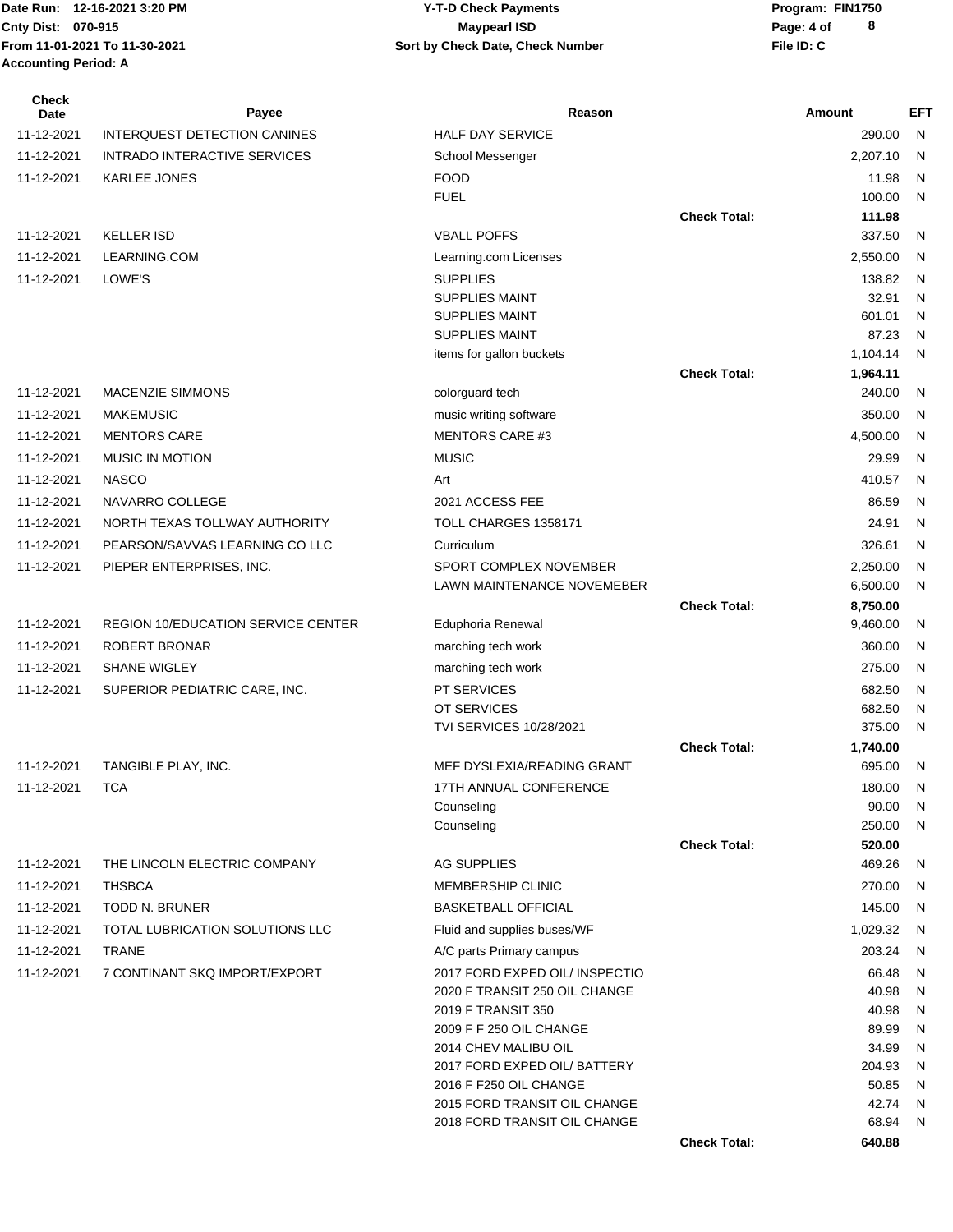Date Run: 12-16-2021 3:20 PM
Cnty Dist: 070-915
From 11-01-2021 To 11-30-2021
Accounting Period: A

**Y-T-D Check Payments**
**Maypearl ISD**
**Sort by Check Date, Check Number**

Program: FIN1750
File ID: C

| Check Date | Payee | Reason | | Amount | EFT |
|---|---|---|---|---|---|
| 11-12-2021 | INTERQUEST DETECTION CANINES | HALF DAY SERVICE | | 290.00 | N |
| 11-12-2021 | INTRADO INTERACTIVE SERVICES | School Messenger | | 2,207.10 | N |
| 11-12-2021 | KARLEE JONES | FOOD | | 11.98 | N |
| | | FUEL | | 100.00 | N |
| | | | **Check Total:** | **111.98** | |
| 11-12-2021 | KELLER ISD | VBALL POFFS | | 337.50 | N |
| 11-12-2021 | LEARNING.COM | Learning.com Licenses | | 2,550.00 | N |
| 11-12-2021 | LOWE'S | SUPPLIES | | 138.82 | N |
| | | SUPPLIES MAINT | | 32.91 | N |
| | | SUPPLIES MAINT | | 601.01 | N |
| | | SUPPLIES MAINT | | 87.23 | N |
| | | items for gallon buckets | | 1,104.14 | N |
| | | | **Check Total:** | **1,964.11** | |
| 11-12-2021 | MACENZIE SIMMONS | colorguard tech | | 240.00 | N |
| 11-12-2021 | MAKEMUSIC | music writing software | | 350.00 | N |
| 11-12-2021 | MENTORS CARE | MENTORS CARE #3 | | 4,500.00 | N |
| 11-12-2021 | MUSIC IN MOTION | MUSIC | | 29.99 | N |
| 11-12-2021 | NASCO | Art | | 410.57 | N |
| 11-12-2021 | NAVARRO COLLEGE | 2021 ACCESS FEE | | 86.59 | N |
| 11-12-2021 | NORTH TEXAS TOLLWAY AUTHORITY | TOLL CHARGES 1358171 | | 24.91 | N |
| 11-12-2021 | PEARSON/SAVVAS LEARNING CO LLC | Curriculum | | 326.61 | N |
| 11-12-2021 | PIEPER ENTERPRISES, INC. | SPORT COMPLEX NOVEMBER | | 2,250.00 | N |
| | | LAWN MAINTENANCE NOVEMEBER | | 6,500.00 | N |
| | | | **Check Total:** | **8,750.00** | |
| 11-12-2021 | REGION 10/EDUCATION SERVICE CENTER | Eduphoria Renewal | | 9,460.00 | N |
| 11-12-2021 | ROBERT BRONAR | marching tech work | | 360.00 | N |
| 11-12-2021 | SHANE WIGLEY | marching tech work | | 275.00 | N |
| 11-12-2021 | SUPERIOR PEDIATRIC CARE, INC. | PT SERVICES | | 682.50 | N |
| | | OT SERVICES | | 682.50 | N |
| | | TVI SERVICES 10/28/2021 | | 375.00 | N |
| | | | **Check Total:** | **1,740.00** | |
| 11-12-2021 | TANGIBLE PLAY, INC. | MEF DYSLEXIA/READING GRANT | | 695.00 | N |
| 11-12-2021 | TCA | 17TH ANNUAL CONFERENCE | | 180.00 | N |
| | | Counseling | | 90.00 | N |
| | | Counseling | | 250.00 | N |
| | | | **Check Total:** | **520.00** | |
| 11-12-2021 | THE LINCOLN ELECTRIC COMPANY | AG SUPPLIES | | 469.26 | N |
| 11-12-2021 | THSBCA | MEMBERSHIP CLINIC | | 270.00 | N |
| 11-12-2021 | TODD N. BRUNER | BASKETBALL OFFICIAL | | 145.00 | N |
| 11-12-2021 | TOTAL LUBRICATION SOLUTIONS LLC | Fluid and supplies buses/WF | | 1,029.32 | N |
| 11-12-2021 | TRANE | A/C parts Primary campus | | 203.24 | N |
| 11-12-2021 | 7 CONTINANT SKQ IMPORT/EXPORT | 2017 FORD EXPED OIL/ INSPECTIO | | 66.48 | N |
| | | 2020 F TRANSIT 250 OIL CHANGE | | 40.98 | N |
| | | 2019 F TRANSIT 350 | | 40.98 | N |
| | | 2009 F F 250 OIL CHANGE | | 89.99 | N |
| | | 2014 CHEV MALIBU OIL | | 34.99 | N |
| | | 2017 FORD EXPED OIL/ BATTERY | | 204.93 | N |
| | | 2016 F F250 OIL CHANGE | | 50.85 | N |
| | | 2015 FORD TRANSIT OIL CHANGE | | 42.74 | N |
| | | 2018 FORD TRANSIT OIL CHANGE | | 68.94 | N |
| | | | **Check Total:** | **640.88** | |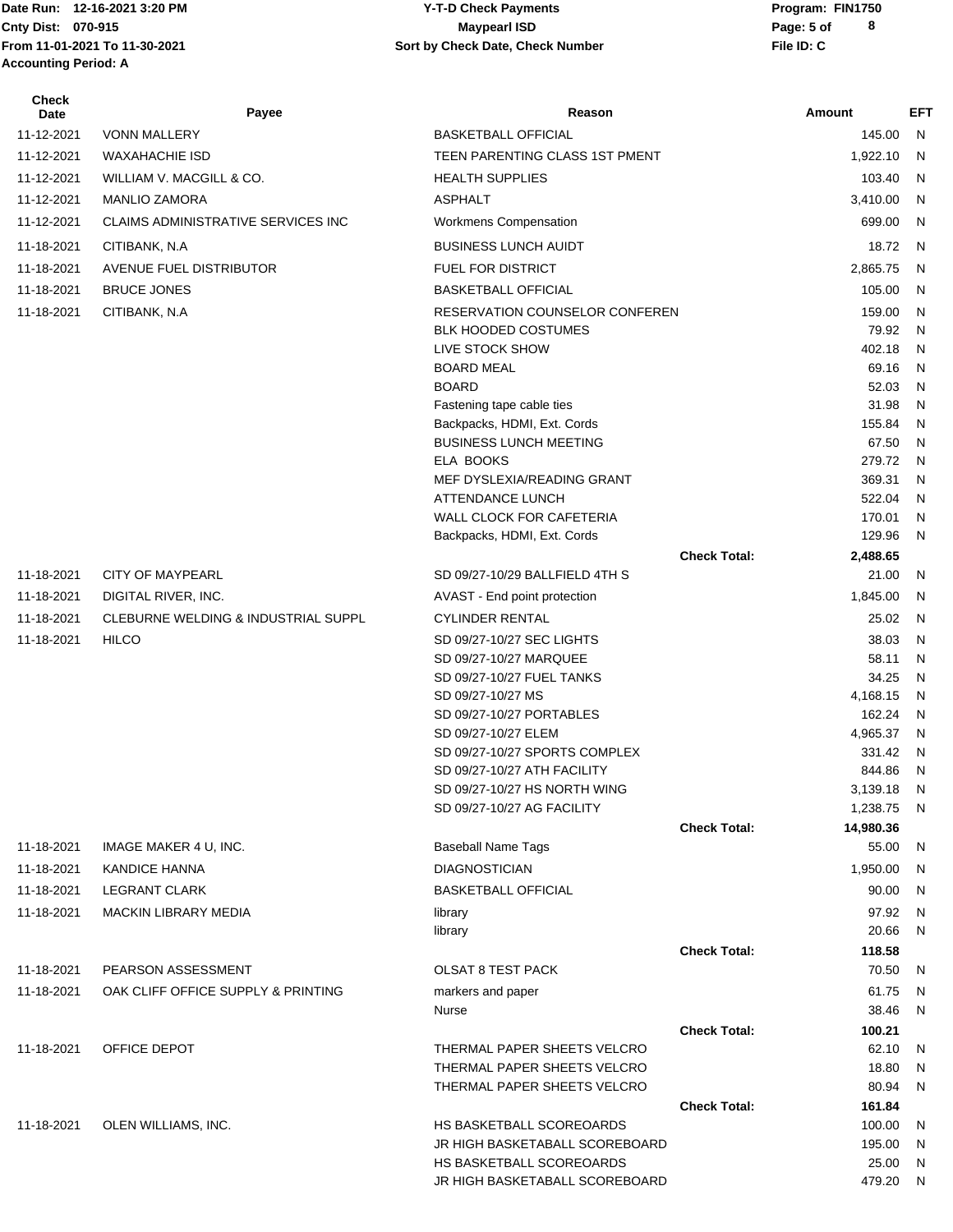Date Run: 12-16-2021 3:20 PM
Cnty Dist: 070-915
From 11-01-2021 To 11-30-2021
Accounting Period: A

**Y-T-D Check Payments**
**Maypearl ISD**
**Sort by Check Date, Check Number**

Program: FIN1750
File ID: C

| Check Date | Payee | Reason | | Amount | EFT |
|---|---|---|---|---|---|
| 11-12-2021 | VONN MALLERY | BASKETBALL OFFICIAL | | 145.00 | N |
| 11-12-2021 | WAXAHACHIE ISD | TEEN PARENTING CLASS 1ST PMENT | | 1,922.10 | N |
| 11-12-2021 | WILLIAM V. MACGILL & CO. | HEALTH SUPPLIES | | 103.40 | N |
| 11-12-2021 | MANLIO ZAMORA | ASPHALT | | 3,410.00 | N |
| 11-12-2021 | CLAIMS ADMINISTRATIVE SERVICES INC | Workmens Compensation | | 699.00 | N |
| 11-18-2021 | CITIBANK, N.A | BUSINESS LUNCH AUIDT | | 18.72 | N |
| 11-18-2021 | AVENUE FUEL DISTRIBUTOR | FUEL FOR DISTRICT | | 2,865.75 | N |
| 11-18-2021 | BRUCE JONES | BASKETBALL OFFICIAL | | 105.00 | N |
| 11-18-2021 | CITIBANK, N.A | RESERVATION COUNSELOR CONFEREN | | 159.00 | N |
| | | BLK HOODED COSTUMES | | 79.92 | N |
| | | LIVE STOCK SHOW | | 402.18 | N |
| | | BOARD MEAL | | 69.16 | N |
| | | BOARD | | 52.03 | N |
| | | Fastening tape cable ties | | 31.98 | N |
| | | Backpacks, HDMI, Ext. Cords | | 155.84 | N |
| | | BUSINESS LUNCH MEETING | | 67.50 | N |
| | | ELA BOOKS | | 279.72 | N |
| | | MEF DYSLEXIA/READING GRANT | | 369.31 | N |
| | | ATTENDANCE LUNCH | | 522.04 | N |
| | | WALL CLOCK FOR CAFETERIA | | 170.01 | N |
| | | Backpacks, HDMI, Ext. Cords | | 129.96 | N |
| | | | **Check Total:** | **2,488.65** | |
| 11-18-2021 | CITY OF MAYPEARL | SD 09/27-10/29 BALLFIELD 4TH S | | 21.00 | N |
| 11-18-2021 | DIGITAL RIVER, INC. | AVAST - End point protection | | 1,845.00 | N |
| 11-18-2021 | CLEBURNE WELDING & INDUSTRIAL SUPPL | CYLINDER RENTAL | | 25.02 | N |
| 11-18-2021 | HILCO | SD 09/27-10/27 SEC LIGHTS | | 38.03 | N |
| | | SD 09/27-10/27 MARQUEE | | 58.11 | N |
| | | SD 09/27-10/27 FUEL TANKS | | 34.25 | N |
| | | SD 09/27-10/27 MS | | 4,168.15 | N |
| | | SD 09/27-10/27 PORTABLES | | 162.24 | N |
| | | SD 09/27-10/27 ELEM | | 4,965.37 | N |
| | | SD 09/27-10/27 SPORTS COMPLEX | | 331.42 | N |
| | | SD 09/27-10/27 ATH FACILITY | | 844.86 | N |
| | | SD 09/27-10/27 HS NORTH WING | | 3,139.18 | N |
| | | SD 09/27-10/27 AG FACILITY | | 1,238.75 | N |
| | | | **Check Total:** | **14,980.36** | |
| 11-18-2021 | IMAGE MAKER 4 U, INC. | Baseball Name Tags | | 55.00 | N |
| 11-18-2021 | KANDICE HANNA | DIAGNOSTICIAN | | 1,950.00 | N |
| 11-18-2021 | LEGRANT CLARK | BASKETBALL OFFICIAL | | 90.00 | N |
| 11-18-2021 | MACKIN LIBRARY MEDIA | library | | 97.92 | N |
| | | library | | 20.66 | N |
| | | | **Check Total:** | **118.58** | |
| 11-18-2021 | PEARSON ASSESSMENT | OLSAT 8 TEST PACK | | 70.50 | N |
| 11-18-2021 | OAK CLIFF OFFICE SUPPLY & PRINTING | markers and paper | | 61.75 | N |
| | | Nurse | | 38.46 | N |
| | | | **Check Total:** | **100.21** | |
| 11-18-2021 | OFFICE DEPOT | THERMAL PAPER SHEETS VELCRO | | 62.10 | N |
| | | THERMAL PAPER SHEETS VELCRO | | 18.80 | N |
| | | THERMAL PAPER SHEETS VELCRO | | 80.94 | N |
| | | | **Check Total:** | **161.84** | |
| 11-18-2021 | OLEN WILLIAMS, INC. | HS BASKETBALL SCOREOARDS | | 100.00 | N |
| | | JR HIGH BASKETABALL SCOREBOARD | | 195.00 | N |
| | | HS BASKETBALL SCOREOARDS | | 25.00 | N |
| | | JR HIGH BASKETABALL SCOREBOARD | | 479.20 | N |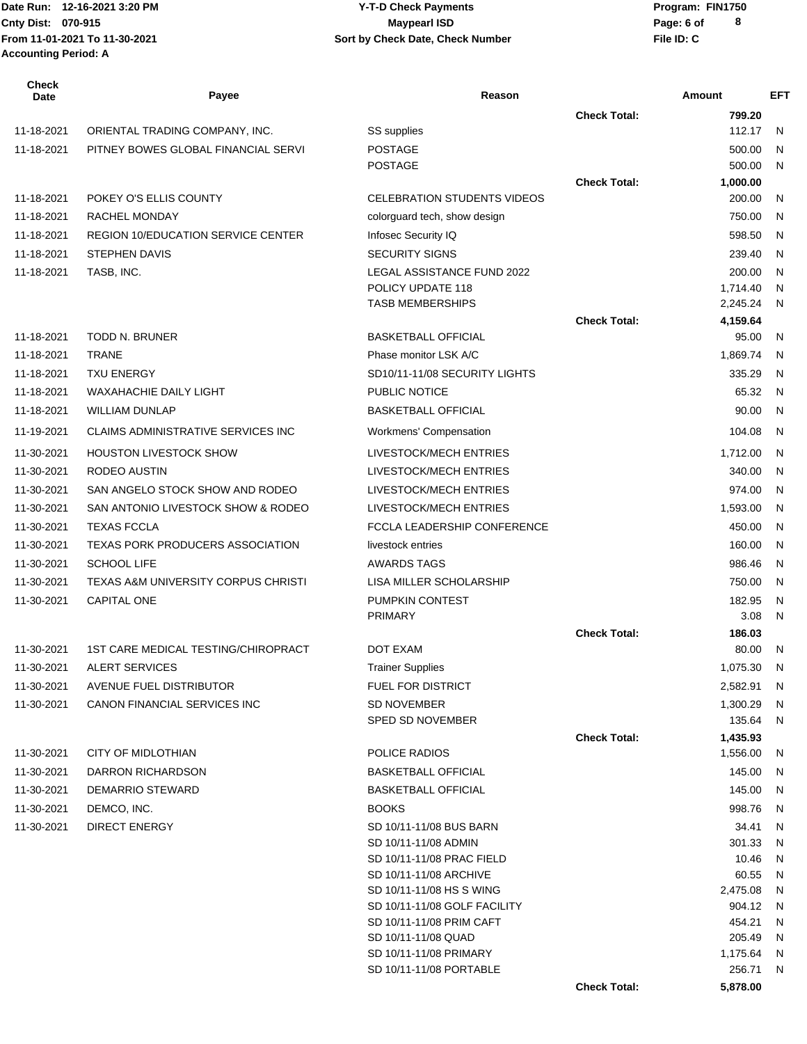| Check Date | Payee | Reason | | Amount | EFT |
|---|---|---|---|---|---|
| | | | Check Total: | 799.20 | |
| 11-18-2021 | ORIENTAL TRADING COMPANY, INC. | SS supplies | | 112.17 | N |
| 11-18-2021 | PITNEY BOWES GLOBAL FINANCIAL SERVI | POSTAGE | | 500.00 | N |
| | | POSTAGE | | 500.00 | N |
| | | | Check Total: | 1,000.00 | |
| 11-18-2021 | POKEY O'S ELLIS COUNTY | CELEBRATION STUDENTS VIDEOS | | 200.00 | N |
| 11-18-2021 | RACHEL MONDAY | colorguard tech, show design | | 750.00 | N |
| 11-18-2021 | REGION 10/EDUCATION SERVICE CENTER | Infosec Security IQ | | 598.50 | N |
| 11-18-2021 | STEPHEN DAVIS | SECURITY SIGNS | | 239.40 | N |
| 11-18-2021 | TASB, INC. | LEGAL ASSISTANCE FUND 2022 | | 200.00 | N |
| | | POLICY UPDATE 118 | | 1,714.40 | N |
| | | TASB MEMBERSHIPS | | 2,245.24 | N |
| | | | Check Total: | 4,159.64 | |
| 11-18-2021 | TODD N. BRUNER | BASKETBALL OFFICIAL | | 95.00 | N |
| 11-18-2021 | TRANE | Phase monitor LSK A/C | | 1,869.74 | N |
| 11-18-2021 | TXU ENERGY | SD10/11-11/08 SECURITY LIGHTS | | 335.29 | N |
| 11-18-2021 | WAXAHACHIE DAILY LIGHT | PUBLIC NOTICE | | 65.32 | N |
| 11-18-2021 | WILLIAM DUNLAP | BASKETBALL OFFICIAL | | 90.00 | N |
| 11-19-2021 | CLAIMS ADMINISTRATIVE SERVICES INC | Workmens' Compensation | | 104.08 | N |
| 11-30-2021 | HOUSTON LIVESTOCK SHOW | LIVESTOCK/MECH ENTRIES | | 1,712.00 | N |
| 11-30-2021 | RODEO AUSTIN | LIVESTOCK/MECH ENTRIES | | 340.00 | N |
| 11-30-2021 | SAN ANGELO STOCK SHOW AND RODEO | LIVESTOCK/MECH ENTRIES | | 974.00 | N |
| 11-30-2021 | SAN ANTONIO LIVESTOCK SHOW & RODEO | LIVESTOCK/MECH ENTRIES | | 1,593.00 | N |
| 11-30-2021 | TEXAS FCCLA | FCCLA LEADERSHIP CONFERENCE | | 450.00 | N |
| 11-30-2021 | TEXAS PORK PRODUCERS ASSOCIATION | livestock entries | | 160.00 | N |
| 11-30-2021 | SCHOOL LIFE | AWARDS TAGS | | 986.46 | N |
| 11-30-2021 | TEXAS A&M UNIVERSITY CORPUS CHRISTI | LISA MILLER SCHOLARSHIP | | 750.00 | N |
| 11-30-2021 | CAPITAL ONE | PUMPKIN CONTEST | | 182.95 | N |
| | | PRIMARY | | 3.08 | N |
| | | | Check Total: | 186.03 | |
| 11-30-2021 | 1ST CARE MEDICAL TESTING/CHIROPRACT | DOT EXAM | | 80.00 | N |
| 11-30-2021 | ALERT SERVICES | Trainer Supplies | | 1,075.30 | N |
| 11-30-2021 | AVENUE FUEL DISTRIBUTOR | FUEL FOR DISTRICT | | 2,582.91 | N |
| 11-30-2021 | CANON FINANCIAL SERVICES INC | SD NOVEMBER | | 1,300.29 | N |
| | | SPED SD NOVEMBER | | 135.64 | N |
| | | | Check Total: | 1,435.93 | |
| 11-30-2021 | CITY OF MIDLOTHIAN | POLICE RADIOS | | 1,556.00 | N |
| 11-30-2021 | DARRON RICHARDSON | BASKETBALL OFFICIAL | | 145.00 | N |
| 11-30-2021 | DEMARRIO STEWARD | BASKETBALL OFFICIAL | | 145.00 | N |
| 11-30-2021 | DEMCO, INC. | BOOKS | | 998.76 | N |
| 11-30-2021 | DIRECT ENERGY | SD 10/11-11/08 BUS BARN | | 34.41 | N |
| | | SD 10/11-11/08 ADMIN | | 301.33 | N |
| | | SD 10/11-11/08 PRAC FIELD | | 10.46 | N |
| | | SD 10/11-11/08 ARCHIVE | | 60.55 | N |
| | | SD 10/11-11/08 HS S WING | | 2,475.08 | N |
| | | SD 10/11-11/08 GOLF FACILITY | | 904.12 | N |
| | | SD 10/11-11/08 PRIM CAFT | | 454.21 | N |
| | | SD 10/11-11/08 QUAD | | 205.49 | N |
| | | SD 10/11-11/08 PRIMARY | | 1,175.64 | N |
| | | SD 10/11-11/08 PORTABLE | | 256.71 | N |
| | | | Check Total: | 5,878.00 | |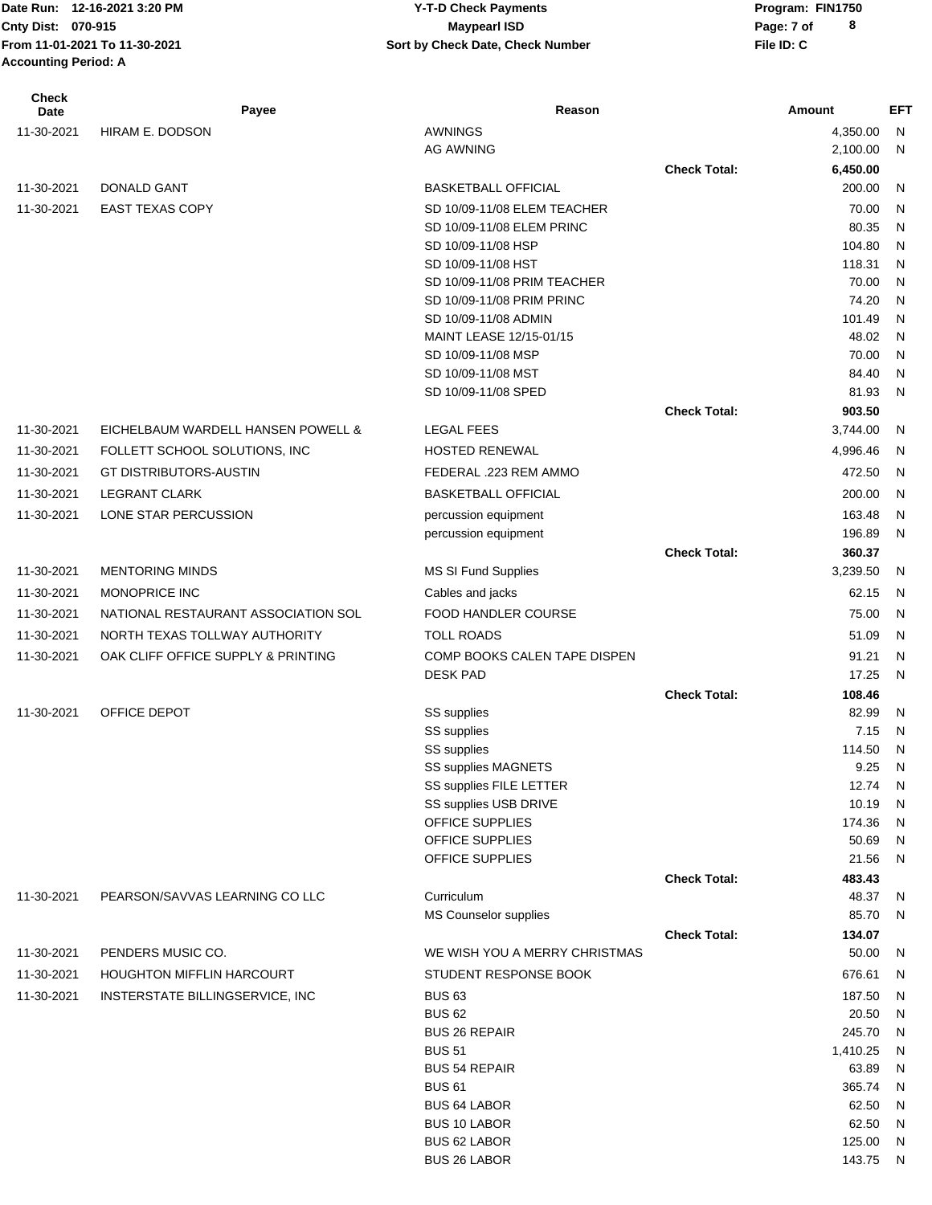Date Run: 12-16-2021 3:20 PM
Cnty Dist: 070-915
From 11-01-2021 To 11-30-2021
Accounting Period: A

**Y-T-D Check Payments**
**Maypearl ISD**
**Sort by Check Date, Check Number**

Program: FIN1750
File ID: C

| Check Date | Payee | Reason | | Amount | EFT |
|---|---|---|---|---|---|
| 11-30-2021 | HIRAM E. DODSON | AWNINGS | | 4,350.00 | N |
| | | AG AWNING | | 2,100.00 | N |
| | | | **Check Total:** | **6,450.00** | |
| 11-30-2021 | DONALD GANT | BASKETBALL OFFICIAL | | 200.00 | N |
| 11-30-2021 | EAST TEXAS COPY | SD 10/09-11/08 ELEM TEACHER | | 70.00 | N |
| | | SD 10/09-11/08 ELEM PRINC | | 80.35 | N |
| | | SD 10/09-11/08 HSP | | 104.80 | N |
| | | SD 10/09-11/08 HST | | 118.31 | N |
| | | SD 10/09-11/08 PRIM TEACHER | | 70.00 | N |
| | | SD 10/09-11/08 PRIM PRINC | | 74.20 | N |
| | | SD 10/09-11/08 ADMIN | | 101.49 | N |
| | | MAINT LEASE 12/15-01/15 | | 48.02 | N |
| | | SD 10/09-11/08 MSP | | 70.00 | N |
| | | SD 10/09-11/08 MST | | 84.40 | N |
| | | SD 10/09-11/08 SPED | | 81.93 | N |
| | | | **Check Total:** | **903.50** | |
| 11-30-2021 | EICHELBAUM WARDELL HANSEN POWELL & | LEGAL FEES | | 3,744.00 | N |
| 11-30-2021 | FOLLETT SCHOOL SOLUTIONS, INC | HOSTED RENEWAL | | 4,996.46 | N |
| 11-30-2021 | GT DISTRIBUTORS-AUSTIN | FEDERAL .223 REM AMMO | | 472.50 | N |
| 11-30-2021 | LEGRANT CLARK | BASKETBALL OFFICIAL | | 200.00 | N |
| 11-30-2021 | LONE STAR PERCUSSION | percussion equipment | | 163.48 | N |
| | | percussion equipment | | 196.89 | N |
| | | | **Check Total:** | **360.37** | |
| 11-30-2021 | MENTORING MINDS | MS SI Fund Supplies | | 3,239.50 | N |
| 11-30-2021 | MONOPRICE INC | Cables and jacks | | 62.15 | N |
| 11-30-2021 | NATIONAL RESTAURANT ASSOCIATION SOL | FOOD HANDLER COURSE | | 75.00 | N |
| 11-30-2021 | NORTH TEXAS TOLLWAY AUTHORITY | TOLL ROADS | | 51.09 | N |
| 11-30-2021 | OAK CLIFF OFFICE SUPPLY & PRINTING | COMP BOOKS CALEN TAPE DISPEN | | 91.21 | N |
| | | DESK PAD | | 17.25 | N |
| | | | **Check Total:** | **108.46** | |
| 11-30-2021 | OFFICE DEPOT | SS supplies | | 82.99 | N |
| | | SS supplies | | 7.15 | N |
| | | SS supplies | | 114.50 | N |
| | | SS supplies MAGNETS | | 9.25 | N |
| | | SS supplies FILE LETTER | | 12.74 | N |
| | | SS supplies USB DRIVE | | 10.19 | N |
| | | OFFICE SUPPLIES | | 174.36 | N |
| | | OFFICE SUPPLIES | | 50.69 | N |
| | | OFFICE SUPPLIES | | 21.56 | N |
| | | | **Check Total:** | **483.43** | |
| 11-30-2021 | PEARSON/SAVVAS LEARNING CO LLC | Curriculum | | 48.37 | N |
| | | MS Counselor supplies | | 85.70 | N |
| | | | **Check Total:** | **134.07** | |
| 11-30-2021 | PENDERS MUSIC CO. | WE WISH YOU A MERRY CHRISTMAS | | 50.00 | N |
| 11-30-2021 | HOUGHTON MIFFLIN HARCOURT | STUDENT RESPONSE BOOK | | 676.61 | N |
| 11-30-2021 | INSTERSTATE BILLINGSERVICE, INC | BUS 63 | | 187.50 | N |
| | | BUS 62 | | 20.50 | N |
| | | BUS 26 REPAIR | | 245.70 | N |
| | | BUS 51 | | 1,410.25 | N |
| | | BUS 54 REPAIR | | 63.89 | N |
| | | BUS 61 | | 365.74 | N |
| | | BUS 64 LABOR | | 62.50 | N |
| | | BUS 10 LABOR | | 62.50 | N |
| | | BUS 62 LABOR | | 125.00 | N |
| | | BUS 26 LABOR | | 143.75 | N |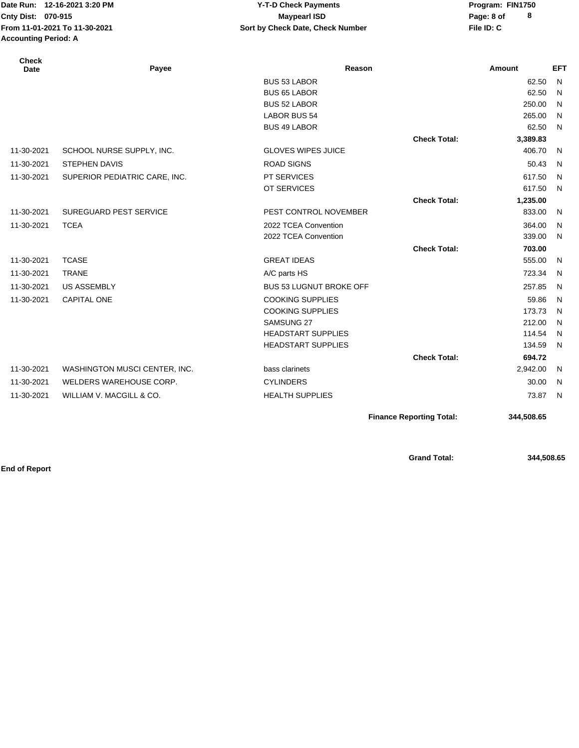| Check Date | Payee | Reason | | Amount | EFT |
|---|---|---|---|---|---|
| | | BUS 53 LABOR | | 62.50 | N |
| | | BUS 65 LABOR | | 62.50 | N |
| | | BUS 52 LABOR | | 250.00 | N |
| | | LABOR BUS 54 | | 265.00 | N |
| | | BUS 49 LABOR | | 62.50 | N |
| | | | **Check Total:** | **3,389.83** | |
| 11-30-2021 | SCHOOL NURSE SUPPLY, INC. | GLOVES WIPES JUICE | | 406.70 | N |
| 11-30-2021 | STEPHEN DAVIS | ROAD SIGNS | | 50.43 | N |
| 11-30-2021 | SUPERIOR PEDIATRIC CARE, INC. | PT SERVICES | | 617.50 | N |
| | | OT SERVICES | | 617.50 | N |
| | | | **Check Total:** | **1,235.00** | |
| 11-30-2021 | SUREGUARD PEST SERVICE | PEST CONTROL NOVEMBER | | 833.00 | N |
| 11-30-2021 | TCEA | 2022 TCEA Convention | | 364.00 | N |
| | | 2022 TCEA Convention | | 339.00 | N |
| | | | **Check Total:** | **703.00** | |
| 11-30-2021 | TCASE | GREAT IDEAS | | 555.00 | N |
| 11-30-2021 | TRANE | A/C parts HS | | 723.34 | N |
| 11-30-2021 | US ASSEMBLY | BUS 53 LUGNUT BROKE OFF | | 257.85 | N |
| 11-30-2021 | CAPITAL ONE | COOKING SUPPLIES | | 59.86 | N |
| | | COOKING SUPPLIES | | 173.73 | N |
| | | SAMSUNG 27 | | 212.00 | N |
| | | HEADSTART SUPPLIES | | 114.54 | N |
| | | HEADSTART SUPPLIES | | 134.59 | N |
| | | | **Check Total:** | **694.72** | |
| 11-30-2021 | WASHINGTON MUSCI CENTER, INC. | bass clarinets | | 2,942.00 | N |
| 11-30-2021 | WELDERS WAREHOUSE CORP. | CYLINDERS | | 30.00 | N |
| 11-30-2021 | WILLIAM V. MACGILL & CO. | HEALTH SUPPLIES | | 73.87 | N |
| | | | **Finance Reporting Total:** | **344,508.65** | |

**Grand Total:** **344,508.65**

**End of Report**